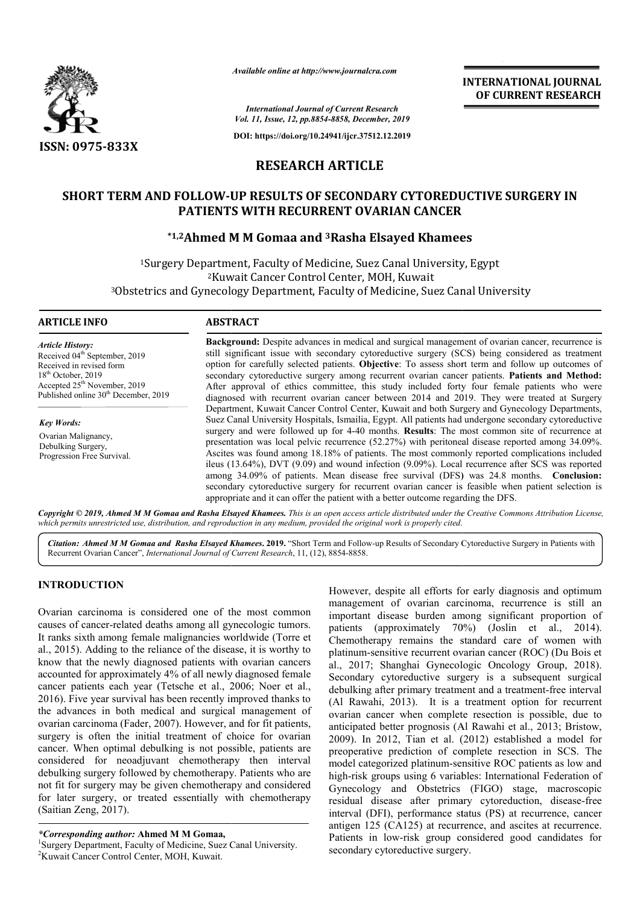*Available online at http://www.journalcra.com*

*International Journal of Current Research*
*Vol. 11, Issue, 12, pp.8854-8858, December, 2019*

**DOI: https://doi.org/10.24941/ijcr.37512.12.2019**

**ISSN: 0975-833X**

**INTERNATIONAL JOURNAL OF CURRENT RESEARCH**

## RESEARCH ARTICLE

# SHORT TERM AND FOLLOW-UP RESULTS OF SECONDARY CYTOREDUCTIVE SURGERY IN PATIENTS WITH RECURRENT OVARIAN CANCER

**[*1,2]Ahmed M M Gomaa and [3]Rasha Elsayed Khamees**

[1]Surgery Department, Faculty of Medicine, Suez Canal University, Egypt
[2]Kuwait Cancer Control Center, MOH, Kuwait
[3]Obstetrics and Gynecology Department, Faculty of Medicine, Suez Canal University

### ARTICLE INFO

*Article History:*
Received 04[th] September, 2019
Received in revised form
18[th] October, 2019
Accepted 25[th] November, 2019
Published online 30[th] December, 2019

*Key Words:*
Ovarian Malignancy,
Debulking Surgery,
Progression Free Survival.

### ABSTRACT

**Background:** Despite advances in medical and surgical management of ovarian cancer, recurrence is still significant issue with secondary cytoreductive surgery (SCS) being considered as treatment option for carefully selected patients. **Objective**: To assess short term and follow up outcomes of secondary cytoreductive surgery among recurrent ovarian cancer patients. **Patients and Method:** After approval of ethics committee, this study included forty four female patients who were diagnosed with recurrent ovarian cancer between 2014 and 2019. They were treated at Surgery Department, Kuwait Cancer Control Center, Kuwait and both Surgery and Gynecology Departments, Suez Canal University Hospitals, Ismailia, Egypt. All patients had undergone secondary cytoreductive surgery and were followed up for 4-40 months. **Results**: The most common site of recurrence at presentation was local pelvic recurrence (52.27%) with peritoneal disease reported among 34.09%. Ascites was found among 18.18% of patients. The most commonly reported complications included ileus (13.64%), DVT (9.09) and wound infection (9.09%). Local recurrence after SCS was reported among 34.09% of patients. Mean disease free survival (DFS**)** was 24.8 months. **Conclusion:** secondary cytoreductive surgery for recurrent ovarian cancer is feasible when patient selection is appropriate and it can offer the patient with a better outcome regarding the DFS.

*Copyright © 2019, Ahmed M M Gomaa and Rasha Elsayed Khamees. This is an open access article distributed under the Creative Commons Attribution License, which permits unrestricted use, distribution, and reproduction in any medium, provided the original work is properly cited.*

***Citation: Ahmed M M Gomaa and Rasha Elsayed Khamees. 2019.*** "Short Term and Follow-up Results of Secondary Cytoreductive Surgery in Patients with Recurrent Ovarian Cancer", *International Journal of Current Research*, 11, (12), 8854-8858.

## INTRODUCTION

Ovarian carcinoma is considered one of the most common causes of cancer-related deaths among all gynecologic tumors. It ranks sixth among female malignancies worldwide (Torre et al., 2015). Adding to the reliance of the disease, it is worthy to know that the newly diagnosed patients with ovarian cancers accounted for approximately 4% of all newly diagnosed female cancer patients each year (Tetsche et al., 2006; Noer et al., 2016). Five year survival has been recently improved thanks to the advances in both medical and surgical management of ovarian carcinoma (Fader, 2007). However, and for fit patients, surgery is often the initial treatment of choice for ovarian cancer. When optimal debulking is not possible, patients are considered for neoadjuvant chemotherapy then interval debulking surgery followed by chemotherapy. Patients who are not fit for surgery may be given chemotherapy and considered for later surgery, or treated essentially with chemotherapy (Saitian Zeng, 2017).

However, despite all efforts for early diagnosis and optimum management of ovarian carcinoma, recurrence is still an important disease burden among significant proportion of patients (approximately 70%) (Joslin et al., 2014). Chemotherapy remains the standard care of women with platinum-sensitive recurrent ovarian cancer (ROC) (Du Bois et al., 2017; Shanghai Gynecologic Oncology Group, 2018). Secondary cytoreductive surgery is a subsequent surgical debulking after primary treatment and a treatment-free interval (Al Rawahi, 2013). It is a treatment option for recurrent ovarian cancer when complete resection is possible, due to anticipated better prognosis (Al Rawahi et al., 2013; Bristow, 2009). In 2012, Tian et al. (2012) established a model for preoperative prediction of complete resection in SCS. The model categorized platinum-sensitive ROC patients as low and high-risk groups using 6 variables: International Federation of Gynecology and Obstetrics (FIGO) stage, macroscopic residual disease after primary cytoreduction, disease-free interval (DFI), performance status (PS) at recurrence, cancer antigen 125 (CA125) at recurrence, and ascites at recurrence. Patients in low-risk group considered good candidates for secondary cytoreductive surgery.

*\*Corresponding author:* **Ahmed M M Gomaa,**
[1]Surgery Department, Faculty of Medicine, Suez Canal University.
[2]Kuwait Cancer Control Center, MOH, Kuwait.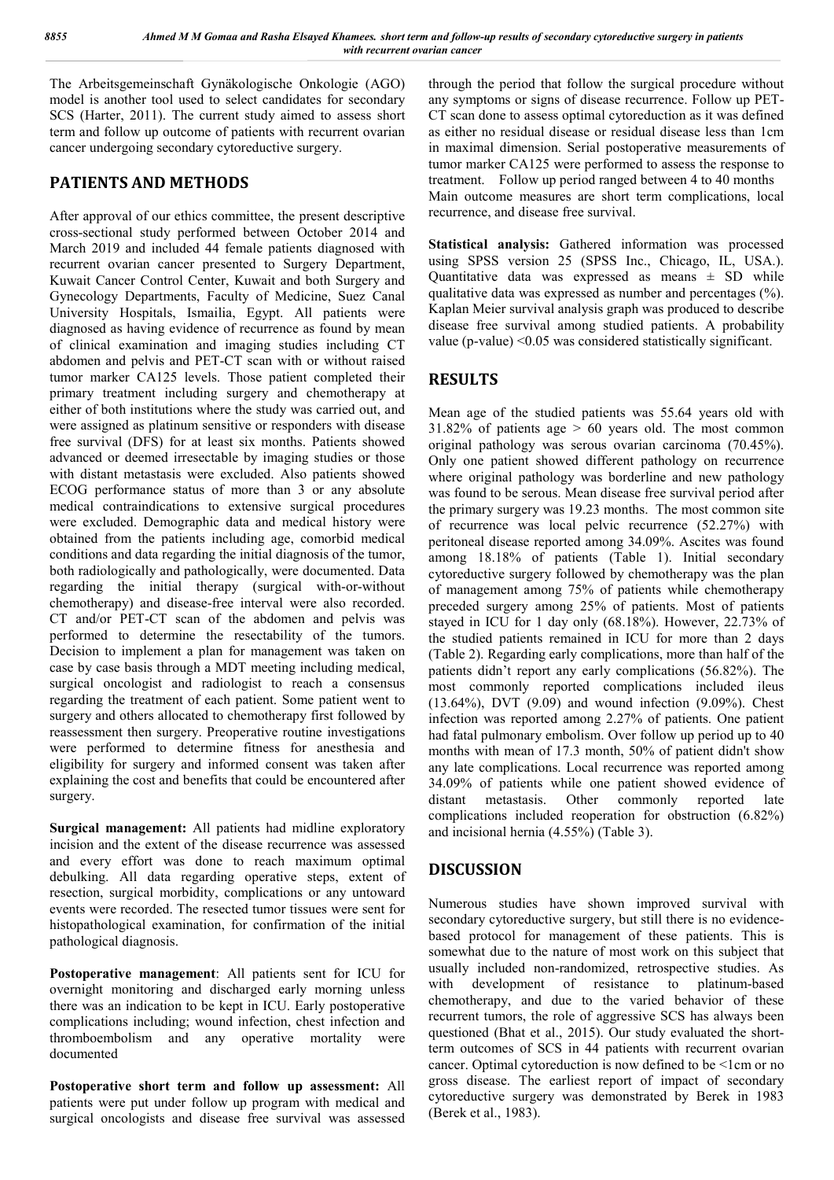The Arbeitsgemeinschaft Gynäkologische Onkologie (AGO) model is another tool used to select candidates for secondary SCS (Harter, 2011). The current study aimed to assess short term and follow up outcome of patients with recurrent ovarian cancer undergoing secondary cytoreductive surgery.

## PATIENTS AND METHODS

After approval of our ethics committee, the present descriptive cross-sectional study performed between October 2014 and March 2019 and included 44 female patients diagnosed with recurrent ovarian cancer presented to Surgery Department, Kuwait Cancer Control Center, Kuwait and both Surgery and Gynecology Departments, Faculty of Medicine, Suez Canal University Hospitals, Ismailia, Egypt. All patients were diagnosed as having evidence of recurrence as found by mean of clinical examination and imaging studies including CT abdomen and pelvis and PET-CT scan with or without raised tumor marker CA125 levels. Those patient completed their primary treatment including surgery and chemotherapy at either of both institutions where the study was carried out, and were assigned as platinum sensitive or responders with disease free survival (DFS) for at least six months. Patients showed advanced or deemed irresectable by imaging studies or those with distant metastasis were excluded. Also patients showed ECOG performance status of more than 3 or any absolute medical contraindications to extensive surgical procedures were excluded. Demographic data and medical history were obtained from the patients including age, comorbid medical conditions and data regarding the initial diagnosis of the tumor, both radiologically and pathologically, were documented. Data regarding the initial therapy (surgical with-or-without chemotherapy) and disease-free interval were also recorded. CT and/or PET-CT scan of the abdomen and pelvis was performed to determine the resectability of the tumors. Decision to implement a plan for management was taken on case by case basis through a MDT meeting including medical, surgical oncologist and radiologist to reach a consensus regarding the treatment of each patient. Some patient went to surgery and others allocated to chemotherapy first followed by reassessment then surgery. Preoperative routine investigations were performed to determine fitness for anesthesia and eligibility for surgery and informed consent was taken after explaining the cost and benefits that could be encountered after surgery.

**Surgical management:** All patients had midline exploratory incision and the extent of the disease recurrence was assessed and every effort was done to reach maximum optimal debulking. All data regarding operative steps, extent of resection, surgical morbidity, complications or any untoward events were recorded. The resected tumor tissues were sent for histopathological examination, for confirmation of the initial pathological diagnosis.

**Postoperative management**: All patients sent for ICU for overnight monitoring and discharged early morning unless there was an indication to be kept in ICU. Early postoperative complications including; wound infection, chest infection and thromboembolism and any operative mortality were documented

**Postoperative short term and follow up assessment:** All patients were put under follow up program with medical and surgical oncologists and disease free survival was assessed through the period that follow the surgical procedure without any symptoms or signs of disease recurrence. Follow up PET-CT scan done to assess optimal cytoreduction as it was defined as either no residual disease or residual disease less than 1cm in maximal dimension. Serial postoperative measurements of tumor marker CA125 were performed to assess the response to treatment. Follow up period ranged between 4 to 40 months Main outcome measures are short term complications, local recurrence, and disease free survival.

**Statistical analysis:** Gathered information was processed using SPSS version 25 (SPSS Inc., Chicago, IL, USA.). Quantitative data was expressed as means ± SD while qualitative data was expressed as number and percentages (%). Kaplan Meier survival analysis graph was produced to describe disease free survival among studied patients. A probability value (p-value) <0.05 was considered statistically significant.

## RESULTS

Mean age of the studied patients was 55.64 years old with 31.82% of patients age > 60 years old. The most common original pathology was serous ovarian carcinoma (70.45%). Only one patient showed different pathology on recurrence where original pathology was borderline and new pathology was found to be serous. Mean disease free survival period after the primary surgery was 19.23 months. The most common site of recurrence was local pelvic recurrence (52.27%) with peritoneal disease reported among 34.09%. Ascites was found among 18.18% of patients (Table 1). Initial secondary cytoreductive surgery followed by chemotherapy was the plan of management among 75% of patients while chemotherapy preceded surgery among 25% of patients. Most of patients stayed in ICU for 1 day only (68.18%). However, 22.73% of the studied patients remained in ICU for more than 2 days (Table 2). Regarding early complications, more than half of the patients didn't report any early complications (56.82%). The most commonly reported complications included ileus (13.64%), DVT (9.09) and wound infection (9.09%). Chest infection was reported among 2.27% of patients. One patient had fatal pulmonary embolism. Over follow up period up to 40 months with mean of 17.3 month, 50% of patient didn't show any late complications. Local recurrence was reported among 34.09% of patients while one patient showed evidence of distant metastasis. Other commonly reported late complications included reoperation for obstruction (6.82%) and incisional hernia (4.55%) (Table 3).

## DISCUSSION

Numerous studies have shown improved survival with secondary cytoreductive surgery, but still there is no evidence-based protocol for management of these patients. This is somewhat due to the nature of most work on this subject that usually included non-randomized, retrospective studies. As with development of resistance to platinum-based chemotherapy, and due to the varied behavior of these recurrent tumors, the role of aggressive SCS has always been questioned (Bhat et al., 2015). Our study evaluated the short-term outcomes of SCS in 44 patients with recurrent ovarian cancer. Optimal cytoreduction is now defined to be <1cm or no gross disease. The earliest report of impact of secondary cytoreductive surgery was demonstrated by Berek in 1983 (Berek et al., 1983).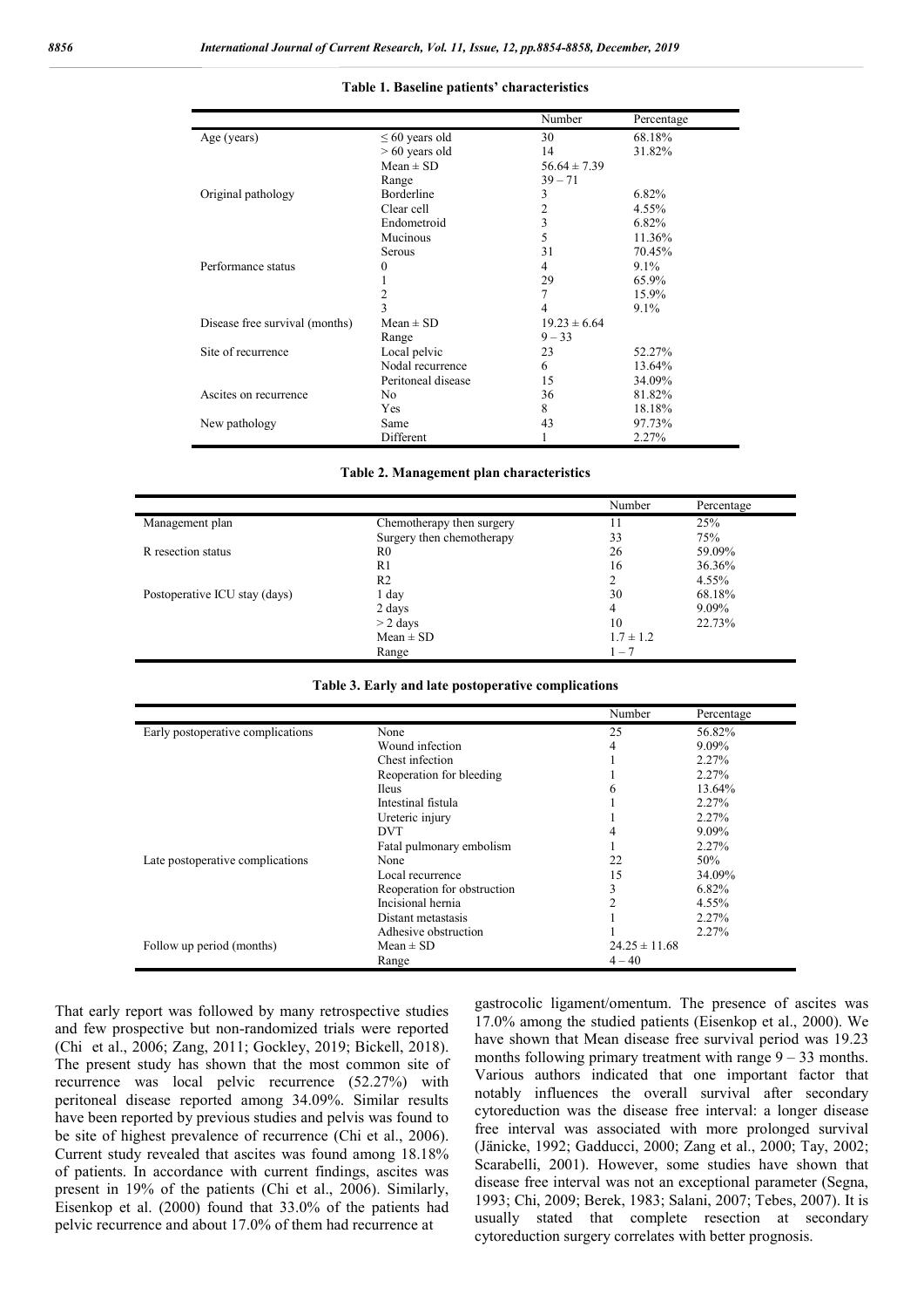**Table 1. Baseline patients' characteristics**

| | | Number | Percentage |
|---|---|---|---|
| Age (years) | ≤ 60 years old | 30 | 68.18% |
| | > 60 years old | 14 | 31.82% |
| | Mean ± SD | 56.64 ± 7.39 | |
| | Range | 39 – 71 | |
| Original pathology | Borderline | 3 | 6.82% |
| | Clear cell | 2 | 4.55% |
| | Endometroid | 3 | 6.82% |
| | Mucinous | 5 | 11.36% |
| | Serous | 31 | 70.45% |
| Performance status | 0 | 4 | 9.1% |
| | 1 | 29 | 65.9% |
| | 2 | 7 | 15.9% |
| | 3 | 4 | 9.1% |
| Disease free survival (months) | Mean ± SD | 19.23 ± 6.64 | |
| | Range | 9 – 33 | |
| Site of recurrence | Local pelvic | 23 | 52.27% |
| | Nodal recurrence | 6 | 13.64% |
| | Peritoneal disease | 15 | 34.09% |
| Ascites on recurrence | No | 36 | 81.82% |
| | Yes | 8 | 18.18% |
| New pathology | Same | 43 | 97.73% |
| | Different | 1 | 2.27% |

**Table 2. Management plan characteristics**

| | | Number | Percentage |
|---|---|---|---|
| Management plan | Chemotherapy then surgery | 11 | 25% |
| | Surgery then chemotherapy | 33 | 75% |
| R resection status | R0 | 26 | 59.09% |
| | R1 | 16 | 36.36% |
| | R2 | 2 | 4.55% |
| Postoperative ICU stay (days) | 1 day | 30 | 68.18% |
| | 2 days | 4 | 9.09% |
| | > 2 days | 10 | 22.73% |
| | Mean ± SD | 1.7 ± 1.2 | |
| | Range | 1 – 7 | |

**Table 3. Early and late postoperative complications**

| | | Number | Percentage |
|---|---|---|---|
| Early postoperative complications | None | 25 | 56.82% |
| | Wound infection | 4 | 9.09% |
| | Chest infection | 1 | 2.27% |
| | Reoperation for bleeding | 1 | 2.27% |
| | Ileus | 6 | 13.64% |
| | Intestinal fistula | 1 | 2.27% |
| | Ureteric injury | 1 | 2.27% |
| | DVT | 4 | 9.09% |
| | Fatal pulmonary embolism | 1 | 2.27% |
| Late postoperative complications | None | 22 | 50% |
| | Local recurrence | 15 | 34.09% |
| | Reoperation for obstruction | 3 | 6.82% |
| | Incisional hernia | 2 | 4.55% |
| | Distant metastasis | 1 | 2.27% |
| | Adhesive obstruction | 1 | 2.27% |
| Follow up period (months) | Mean ± SD | 24.25 ± 11.68 | |
| | Range | 4 – 40 | |

That early report was followed by many retrospective studies and few prospective but non-randomized trials were reported (Chi et al., 2006; Zang, 2011; Gockley, 2019; Bickell, 2018). The present study has shown that the most common site of recurrence was local pelvic recurrence (52.27%) with peritoneal disease reported among 34.09%. Similar results have been reported by previous studies and pelvis was found to be site of highest prevalence of recurrence (Chi et al., 2006). Current study revealed that ascites was found among 18.18% of patients. In accordance with current findings, ascites was present in 19% of the patients (Chi et al., 2006). Similarly, Eisenkop et al. (2000) found that 33.0% of the patients had pelvic recurrence and about 17.0% of them had recurrence at gastrocolic ligament/omentum. The presence of ascites was 17.0% among the studied patients (Eisenkop et al., 2000). We have shown that Mean disease free survival period was 19.23 months following primary treatment with range 9 – 33 months. Various authors indicated that one important factor that notably influences the overall survival after secondary cytoreduction was the disease free interval: a longer disease free interval was associated with more prolonged survival (Jänicke, 1992; Gadducci, 2000; Zang et al., 2000; Tay, 2002; Scarabelli, 2001). However, some studies have shown that disease free interval was not an exceptional parameter (Segna, 1993; Chi, 2009; Berek, 1983; Salani, 2007; Tebes, 2007). It is usually stated that complete resection at secondary cytoreduction surgery correlates with better prognosis.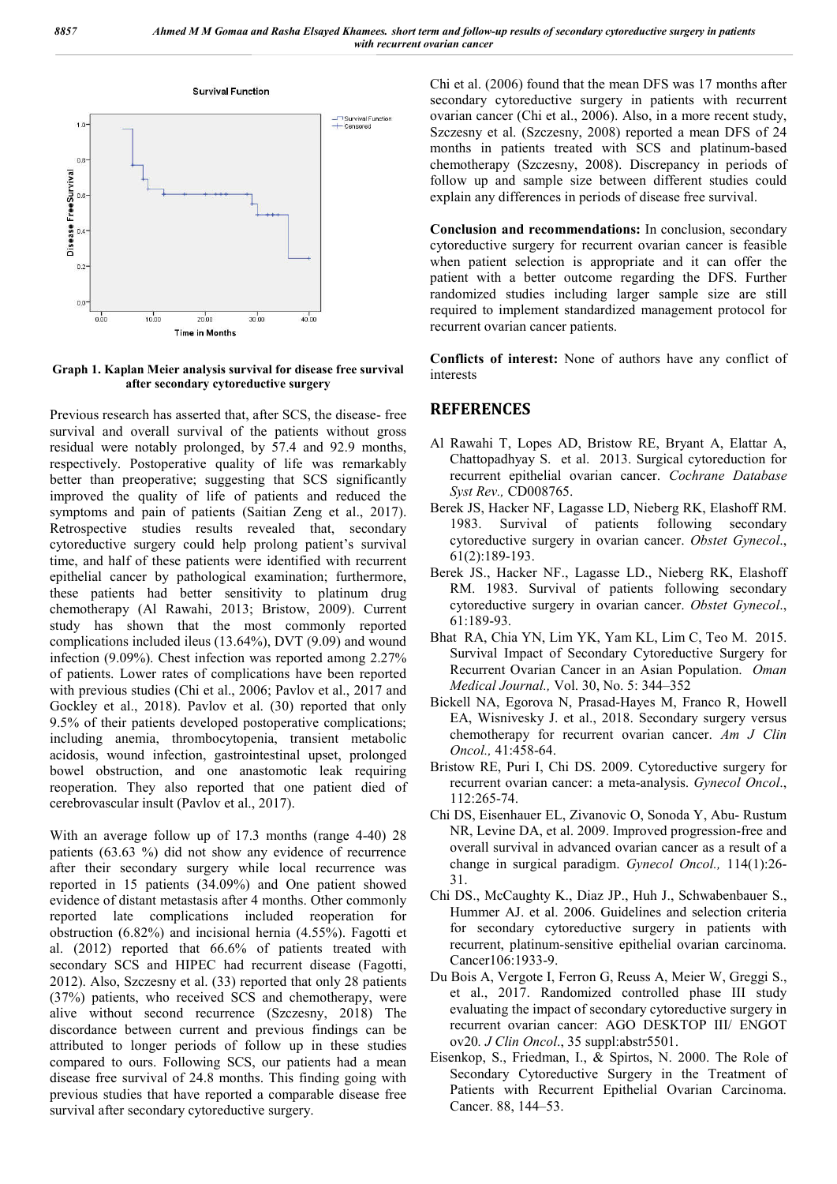Graph 1. Kaplan Meier analysis survival for disease free survival after secondary cytoreductive surgery

Previous research has asserted that, after SCS, the disease- free survival and overall survival of the patients without gross residual were notably prolonged, by 57.4 and 92.9 months, respectively. Postoperative quality of life was remarkably better than preoperative; suggesting that SCS significantly improved the quality of life of patients and reduced the symptoms and pain of patients (Saitian Zeng et al., 2017). Retrospective studies results revealed that, secondary cytoreductive surgery could help prolong patient's survival time, and half of these patients were identified with recurrent epithelial cancer by pathological examination; furthermore, these patients had better sensitivity to platinum drug chemotherapy (Al Rawahi, 2013; Bristow, 2009). Current study has shown that the most commonly reported complications included ileus (13.64%), DVT (9.09) and wound infection (9.09%). Chest infection was reported among 2.27% of patients. Lower rates of complications have been reported with previous studies (Chi et al., 2006; Pavlov et al., 2017 and Gockley et al., 2018). Pavlov et al. (30) reported that only 9.5% of their patients developed postoperative complications; including anemia, thrombocytopenia, transient metabolic acidosis, wound infection, gastrointestinal upset, prolonged bowel obstruction, and one anastomotic leak requiring reoperation. They also reported that one patient died of cerebrovascular insult (Pavlov et al., 2017).

With an average follow up of 17.3 months (range 4-40) 28 patients (63.63 %) did not show any evidence of recurrence after their secondary surgery while local recurrence was reported in 15 patients (34.09%) and One patient showed evidence of distant metastasis after 4 months. Other commonly reported late complications included reoperation for obstruction (6.82%) and incisional hernia (4.55%). Fagotti et al. (2012) reported that 66.6% of patients treated with secondary SCS and HIPEC had recurrent disease (Fagotti, 2012). Also, Szczesny et al. (33) reported that only 28 patients (37%) patients, who received SCS and chemotherapy, were alive without second recurrence (Szczesny, 2018) The discordance between current and previous findings can be attributed to longer periods of follow up in these studies compared to ours. Following SCS, our patients had a mean disease free survival of 24.8 months. This finding going with previous studies that have reported a comparable disease free survival after secondary cytoreductive surgery.

Chi et al. (2006) found that the mean DFS was 17 months after secondary cytoreductive surgery in patients with recurrent ovarian cancer (Chi et al., 2006). Also, in a more recent study, Szczesny et al. (Szczesny, 2008) reported a mean DFS of 24 months in patients treated with SCS and platinum-based chemotherapy (Szczesny, 2008). Discrepancy in periods of follow up and sample size between different studies could explain any differences in periods of disease free survival.

**Conclusion and recommendations:** In conclusion, secondary cytoreductive surgery for recurrent ovarian cancer is feasible when patient selection is appropriate and it can offer the patient with a better outcome regarding the DFS. Further randomized studies including larger sample size are still required to implement standardized management protocol for recurrent ovarian cancer patients.

**Conflicts of interest:** None of authors have any conflict of interests

## REFERENCES

Al Rawahi T, Lopes AD, Bristow RE, Bryant A, Elattar A, Chattopadhyay S. et al. 2013. Surgical cytoreduction for recurrent epithelial ovarian cancer. *Cochrane Database Syst Rev.,* CD008765.

Berek JS, Hacker NF, Lagasse LD, Nieberg RK, Elashoff RM. 1983. Survival of patients following secondary cytoreductive surgery in ovarian cancer. *Obstet Gynecol*., 61(2):189-193.

Berek JS., Hacker NF., Lagasse LD., Nieberg RK, Elashoff RM. 1983. Survival of patients following secondary cytoreductive surgery in ovarian cancer. *Obstet Gynecol*., 61:189-93.

Bhat RA, Chia YN, Lim YK, Yam KL, Lim C, Teo M. 2015. Survival Impact of Secondary Cytoreductive Surgery for Recurrent Ovarian Cancer in an Asian Population. *Oman Medical Journal.,* Vol. 30, No. 5: 344–352

Bickell NA, Egorova N, Prasad-Hayes M, Franco R, Howell EA, Wisnivesky J. et al., 2018. Secondary surgery versus chemotherapy for recurrent ovarian cancer. *Am J Clin Oncol.,* 41:458-64.

Bristow RE, Puri I, Chi DS. 2009. Cytoreductive surgery for recurrent ovarian cancer: a meta-analysis. *Gynecol Oncol*., 112:265-74.

Chi DS, Eisenhauer EL, Zivanovic O, Sonoda Y, Abu- Rustum NR, Levine DA, et al. 2009. Improved progression-free and overall survival in advanced ovarian cancer as a result of a change in surgical paradigm. *Gynecol Oncol.,* 114(1):26-31.

Chi DS., McCaughty K., Diaz JP., Huh J., Schwabenbauer S., Hummer AJ. et al. 2006. Guidelines and selection criteria for secondary cytoreductive surgery in patients with recurrent, platinum-sensitive epithelial ovarian carcinoma. Cancer106:1933-9.

Du Bois A, Vergote I, Ferron G, Reuss A, Meier W, Greggi S., et al., 2017. Randomized controlled phase III study evaluating the impact of secondary cytoreductive surgery in recurrent ovarian cancer: AGO DESKTOP III/ ENGOT ov20*. J Clin Oncol*., 35 suppl:abstr5501.

Eisenkop, S., Friedman, I., & Spirtos, N. 2000. The Role of Secondary Cytoreductive Surgery in the Treatment of Patients with Recurrent Epithelial Ovarian Carcinoma. Cancer. 88, 144–53.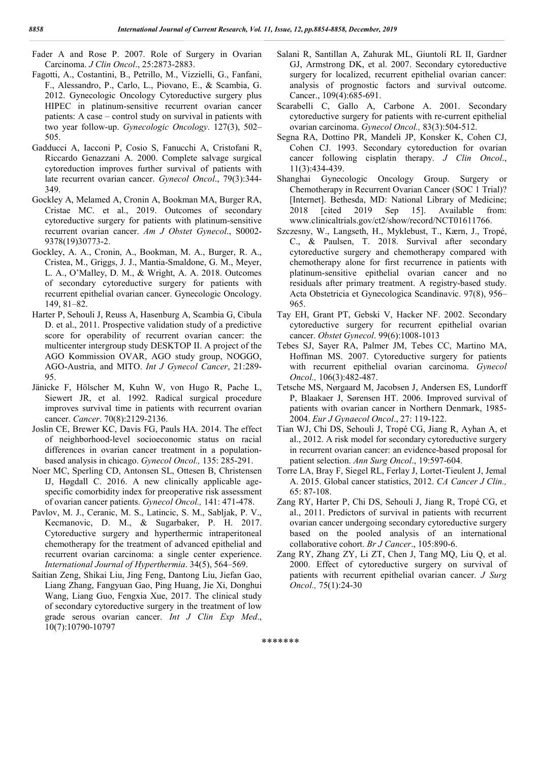Fader A and Rose P. 2007. Role of Surgery in Ovarian Carcinoma. *J Clin Oncol*., 25:2873-2883.

Fagotti, A., Costantini, B., Petrillo, M., Vizzielli, G., Fanfani, F., Alessandro, P., Carlo, L., Piovano, E., & Scambia, G. 2012. Gynecologic Oncology Cytoreductive surgery plus HIPEC in platinum-sensitive recurrent ovarian cancer patients: A case – control study on survival in patients with two year follow-up. *Gynecologic Oncology*. 127(3), 502–505.

Gadducci A, Iacconi P, Cosio S, Fanucchi A, Cristofani R, Riccardo Genazzani A. 2000. Complete salvage surgical cytoreduction improves further survival of patients with late recurrent ovarian cancer. *Gynecol Oncol*., 79(3):344-349.

Gockley A, Melamed A, Cronin A, Bookman MA, Burger RA, Cristae MC. et al., 2019. Outcomes of secondary cytoreductive surgery for patients with platinum-sensitive recurrent ovarian cancer. *Am J Obstet Gynecol*., S0002-9378(19)30773-2.

Gockley, A. A., Cronin, A., Bookman, M. A., Burger, R. A., Cristea, M., Griggs, J. J., Mantia-Smaldone, G. M., Meyer, L. A., O'Malley, D. M., & Wright, A. A. 2018. Outcomes of secondary cytoreductive surgery for patients with recurrent epithelial ovarian cancer. Gynecologic Oncology. 149, 81–82.

Harter P, Sehouli J, Reuss A, Hasenburg A, Scambia G, Cibula D. et al., 2011. Prospective validation study of a predictive score for operability of recurrent ovarian cancer: the multicenter intergroup study DESKTOP II. A project of the AGO Kommission OVAR, AGO study group, NOGGO, AGO-Austria, and MITO. *Int J Gynecol Cancer*, 21:289-95.

Jänicke F, Hölscher M, Kuhn W, von Hugo R, Pache L, Siewert JR, et al. 1992. Radical surgical procedure improves survival time in patients with recurrent ovarian cancer. *Cancer*. 70(8):2129-2136.

Joslin CE, Brewer KC, Davis FG, Pauls HA. 2014. The effect of neighborhood-level socioeconomic status on racial differences in ovarian cancer treatment in a population-based analysis in chicago. *Gynecol Oncol.,* 135: 285-291.

Noer MC, Sperling CD, Antonsen SL, Ottesen B, Christensen IJ, Høgdall C. 2016. A new clinically applicable age-specific comorbidity index for preoperative risk assessment of ovarian cancer patients. *Gynecol Oncol.,* 141: 471-478.

Pavlov, M. J., Ceranic, M. S., Latincic, S. M., Sabljak, P. V., Kecmanovic, D. M., & Sugarbaker, P. H. 2017. Cytoreductive surgery and hyperthermic intraperitoneal chemotherapy for the treatment of advanced epithelial and recurrent ovarian carcinoma: a single center experience. *International Journal of Hyperthermia*. 34(5), 564–569.

Saitian Zeng, Shikai Liu, Jing Feng, Dantong Liu, Jiefan Gao, Liang Zhang, Fangyuan Gao, Ping Huang, Jie Xi, Donghui Wang, Liang Guo, Fengxia Xue, 2017. The clinical study of secondary cytoreductive surgery in the treatment of low grade serous ovarian cancer. *Int J Clin Exp Med*., 10(7):10790-10797

Salani R, Santillan A, Zahurak ML, Giuntoli RL II, Gardner GJ, Armstrong DK, et al. 2007. Secondary cytoreductive surgery for localized, recurrent epithelial ovarian cancer: analysis of prognostic factors and survival outcome. Cancer., 109(4):685-691.

Scarabelli C, Gallo A, Carbone A. 2001. Secondary cytoreductive surgery for patients with re-current epithelial ovarian carcinoma. *Gynecol Oncol.,* 83(3):504-512.

Segna RA, Dottino PR, Mandeli JP, Konsker K, Cohen CJ, Cohen CJ. 1993. Secondary cytoreduction for ovarian cancer following cisplatin therapy. *J Clin Oncol*., 11(3):434-439.

Shanghai Gynecologic Oncology Group. Surgery or Chemotherapy in Recurrent Ovarian Cancer (SOC 1 Trial)? [Internet]. Bethesda, MD: National Library of Medicine; 2018 [cited 2019 Sep 15]. Available from: www.clinicaltrials.gov/ct2/show/record/NCT01611766.

Szczesny, W., Langseth, H., Myklebust, T., Kærn, J., Tropé, C., & Paulsen, T. 2018. Survival after secondary cytoreductive surgery and chemotherapy compared with chemotherapy alone for first recurrence in patients with platinum-sensitive epithelial ovarian cancer and no residuals after primary treatment. A registry-based study. Acta Obstetricia et Gynecologica Scandinavic. 97(8), 956–965.

Tay EH, Grant PT, Gebski V, Hacker NF. 2002. Secondary cytoreductive surgery for recurrent epithelial ovarian cancer. *Obstet Gynecol*. 99(6):1008-1013

Tebes SJ, Sayer RA, Palmer JM, Tebes CC, Martino MA, Hoffman MS. 2007. Cytoreductive surgery for patients with recurrent epithelial ovarian carcinoma. *Gynecol Oncol.,* 106(3):482-487.

Tetsche MS, Nørgaard M, Jacobsen J, Andersen ES, Lundorff P, Blaakaer J, Sørensen HT. 2006. Improved survival of patients with ovarian cancer in Northern Denmark, 1985-2004. *Eur J Gynaecol Oncol*., 27: 119-122.

Tian WJ, Chi DS, Sehouli J, Tropé CG, Jiang R, Ayhan A, et al., 2012. A risk model for secondary cytoreductive surgery in recurrent ovarian cancer: an evidence-based proposal for patient selection. *Ann Surg Oncol*., 19:597-604.

Torre LA, Bray F, Siegel RL, Ferlay J, Lortet-Tieulent J, Jemal A. 2015. Global cancer statistics, 2012. *CA Cancer J Clin.,* 65: 87-108.

Zang RY, Harter P, Chi DS, Sehouli J, Jiang R, Tropé CG, et al., 2011. Predictors of survival in patients with recurrent ovarian cancer undergoing secondary cytoreductive surgery based on the pooled analysis of an international collaborative cohort. *Br J Cancer*., 105:890-6.

Zang RY, Zhang ZY, Li ZT, Chen J, Tang MQ, Liu Q, et al. 2000. Effect of cytoreductive surgery on survival of patients with recurrent epithelial ovarian cancer. *J Surg Oncol.,* 75(1):24-30

*******